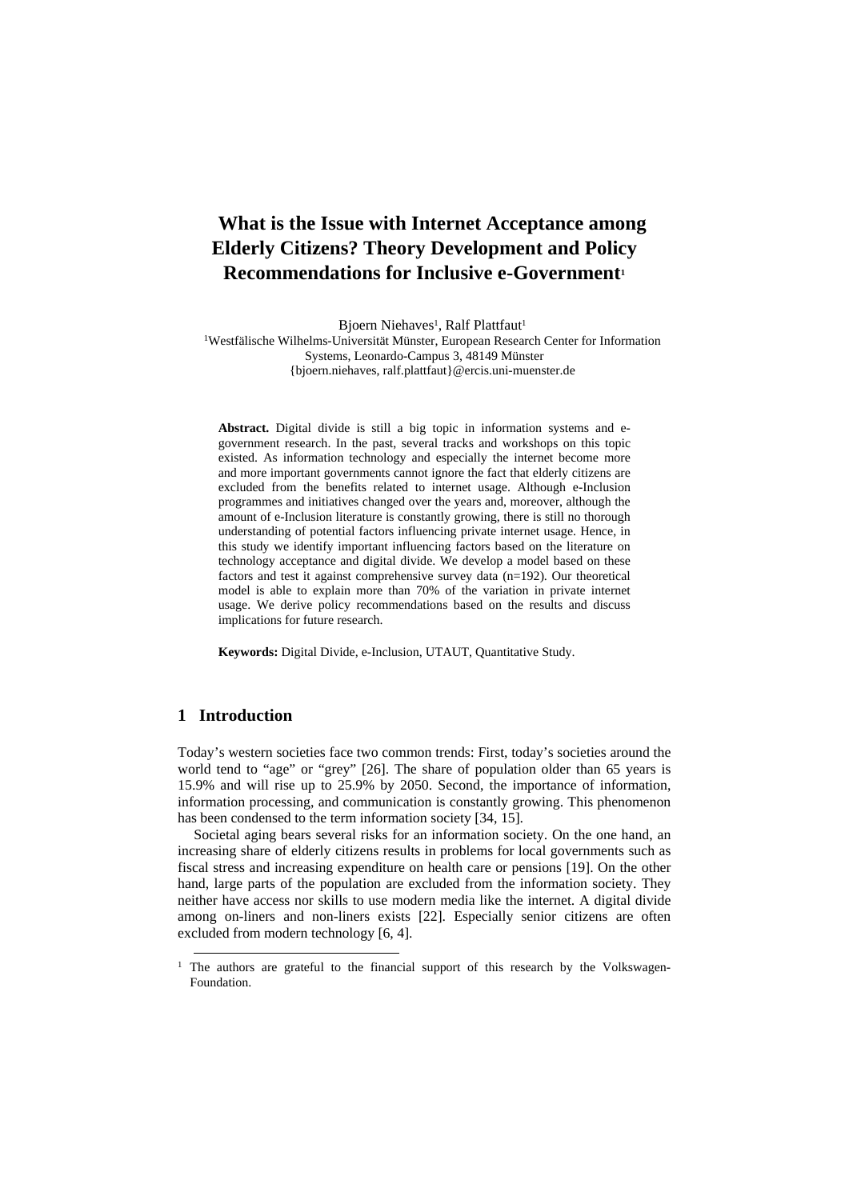# What is the Issue with Internet Acceptance among Elderly Citizens? Theory Development and Policy Recommendations for Inclusive e-Government[1]

Bjoern Niehaves[1], Ralf Plattfaut[1]

[1]Westfälische Wilhelms-Universität Münster, European Research Center for Information Systems, Leonardo-Campus 3, 48149 Münster
{bjoern.niehaves, ralf.plattfaut}@ercis.uni-muenster.de

**Abstract.** Digital divide is still a big topic in information systems and e-government research. In the past, several tracks and workshops on this topic existed. As information technology and especially the internet become more and more important governments cannot ignore the fact that elderly citizens are excluded from the benefits related to internet usage. Although e-Inclusion programmes and initiatives changed over the years and, moreover, although the amount of e-Inclusion literature is constantly growing, there is still no thorough understanding of potential factors influencing private internet usage. Hence, in this study we identify important influencing factors based on the literature on technology acceptance and digital divide. We develop a model based on these factors and test it against comprehensive survey data (n=192). Our theoretical model is able to explain more than 70% of the variation in private internet usage. We derive policy recommendations based on the results and discuss implications for future research.

**Keywords:** Digital Divide, e-Inclusion, UTAUT, Quantitative Study.

## 1 Introduction

Today's western societies face two common trends: First, today's societies around the world tend to "age" or "grey" [26]. The share of population older than 65 years is 15.9% and will rise up to 25.9% by 2050. Second, the importance of information, information processing, and communication is constantly growing. This phenomenon has been condensed to the term information society [34, 15].

Societal aging bears several risks for an information society. On the one hand, an increasing share of elderly citizens results in problems for local governments such as fiscal stress and increasing expenditure on health care or pensions [19]. On the other hand, large parts of the population are excluded from the information society. They neither have access nor skills to use modern media like the internet. A digital divide among on-liners and non-liners exists [22]. Especially senior citizens are often excluded from modern technology [6, 4].

[1] The authors are grateful to the financial support of this research by the Volkswagen-Foundation.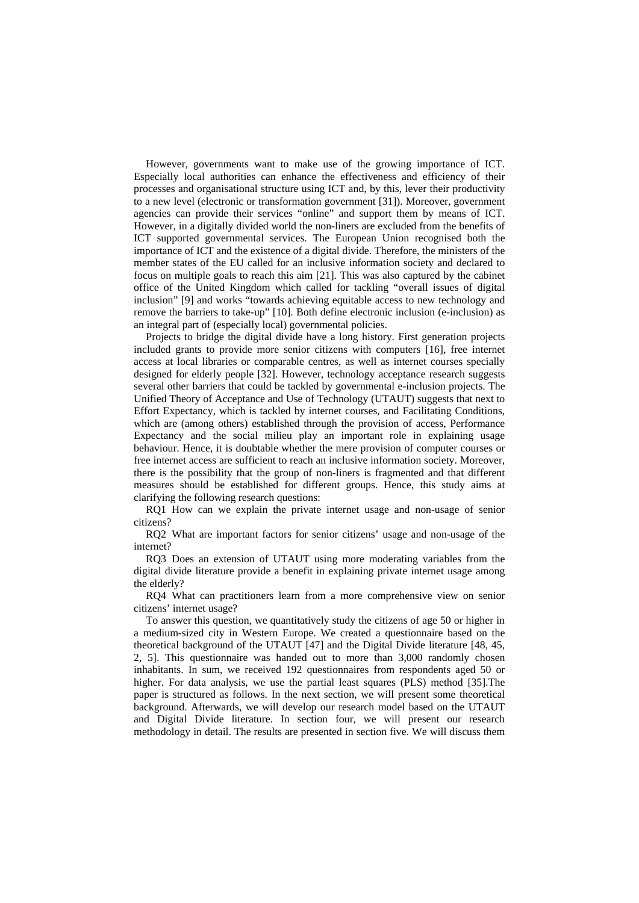However, governments want to make use of the growing importance of ICT. Especially local authorities can enhance the effectiveness and efficiency of their processes and organisational structure using ICT and, by this, lever their productivity to a new level (electronic or transformation government [31]). Moreover, government agencies can provide their services "online" and support them by means of ICT. However, in a digitally divided world the non-liners are excluded from the benefits of ICT supported governmental services. The European Union recognised both the importance of ICT and the existence of a digital divide. Therefore, the ministers of the member states of the EU called for an inclusive information society and declared to focus on multiple goals to reach this aim [21]. This was also captured by the cabinet office of the United Kingdom which called for tackling "overall issues of digital inclusion" [9] and works "towards achieving equitable access to new technology and remove the barriers to take-up" [10]. Both define electronic inclusion (e-inclusion) as an integral part of (especially local) governmental policies.

Projects to bridge the digital divide have a long history. First generation projects included grants to provide more senior citizens with computers [16], free internet access at local libraries or comparable centres, as well as internet courses specially designed for elderly people [32]. However, technology acceptance research suggests several other barriers that could be tackled by governmental e-inclusion projects. The Unified Theory of Acceptance and Use of Technology (UTAUT) suggests that next to Effort Expectancy, which is tackled by internet courses, and Facilitating Conditions, which are (among others) established through the provision of access, Performance Expectancy and the social milieu play an important role in explaining usage behaviour. Hence, it is doubtable whether the mere provision of computer courses or free internet access are sufficient to reach an inclusive information society. Moreover, there is the possibility that the group of non-liners is fragmented and that different measures should be established for different groups. Hence, this study aims at clarifying the following research questions:

RQ1 How can we explain the private internet usage and non-usage of senior citizens?

RQ2 What are important factors for senior citizens' usage and non-usage of the internet?

RQ3 Does an extension of UTAUT using more moderating variables from the digital divide literature provide a benefit in explaining private internet usage among the elderly?

RQ4 What can practitioners learn from a more comprehensive view on senior citizens' internet usage?

To answer this question, we quantitatively study the citizens of age 50 or higher in a medium-sized city in Western Europe. We created a questionnaire based on the theoretical background of the UTAUT [47] and the Digital Divide literature [48, 45, 2, 5]. This questionnaire was handed out to more than 3,000 randomly chosen inhabitants. In sum, we received 192 questionnaires from respondents aged 50 or higher. For data analysis, we use the partial least squares (PLS) method [35].The paper is structured as follows. In the next section, we will present some theoretical background. Afterwards, we will develop our research model based on the UTAUT and Digital Divide literature. In section four, we will present our research methodology in detail. The results are presented in section five. We will discuss them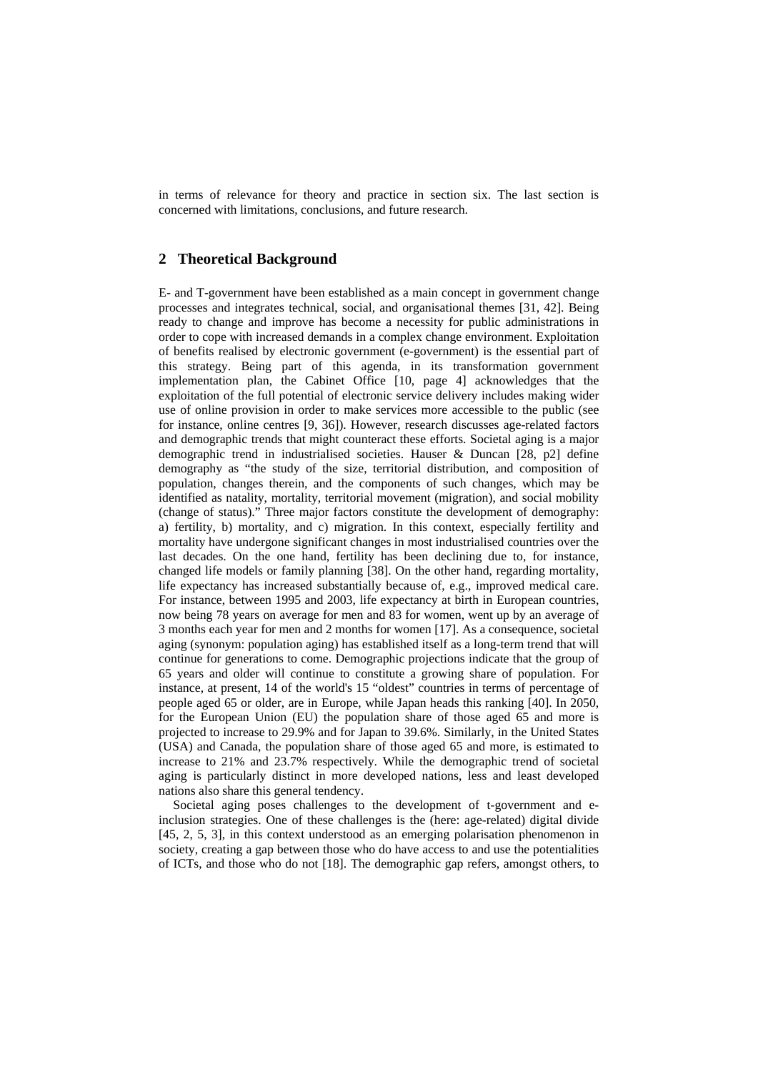in terms of relevance for theory and practice in section six. The last section is concerned with limitations, conclusions, and future research.

## 2 Theoretical Background

E- and T-government have been established as a main concept in government change processes and integrates technical, social, and organisational themes [31, 42]. Being ready to change and improve has become a necessity for public administrations in order to cope with increased demands in a complex change environment. Exploitation of benefits realised by electronic government (e-government) is the essential part of this strategy. Being part of this agenda, in its transformation government implementation plan, the Cabinet Office [10, page 4] acknowledges that the exploitation of the full potential of electronic service delivery includes making wider use of online provision in order to make services more accessible to the public (see for instance, online centres [9, 36]). However, research discusses age-related factors and demographic trends that might counteract these efforts. Societal aging is a major demographic trend in industrialised societies. Hauser & Duncan [28, p2] define demography as "the study of the size, territorial distribution, and composition of population, changes therein, and the components of such changes, which may be identified as natality, mortality, territorial movement (migration), and social mobility (change of status)." Three major factors constitute the development of demography: a) fertility, b) mortality, and c) migration. In this context, especially fertility and mortality have undergone significant changes in most industrialised countries over the last decades. On the one hand, fertility has been declining due to, for instance, changed life models or family planning [38]. On the other hand, regarding mortality, life expectancy has increased substantially because of, e.g., improved medical care. For instance, between 1995 and 2003, life expectancy at birth in European countries, now being 78 years on average for men and 83 for women, went up by an average of 3 months each year for men and 2 months for women [17]. As a consequence, societal aging (synonym: population aging) has established itself as a long-term trend that will continue for generations to come. Demographic projections indicate that the group of 65 years and older will continue to constitute a growing share of population. For instance, at present, 14 of the world's 15 "oldest" countries in terms of percentage of people aged 65 or older, are in Europe, while Japan heads this ranking [40]. In 2050, for the European Union (EU) the population share of those aged 65 and more is projected to increase to 29.9% and for Japan to 39.6%. Similarly, in the United States (USA) and Canada, the population share of those aged 65 and more, is estimated to increase to 21% and 23.7% respectively. While the demographic trend of societal aging is particularly distinct in more developed nations, less and least developed nations also share this general tendency.

Societal aging poses challenges to the development of t-government and e-inclusion strategies. One of these challenges is the (here: age-related) digital divide [45, 2, 5, 3], in this context understood as an emerging polarisation phenomenon in society, creating a gap between those who do have access to and use the potentialities of ICTs, and those who do not [18]. The demographic gap refers, amongst others, to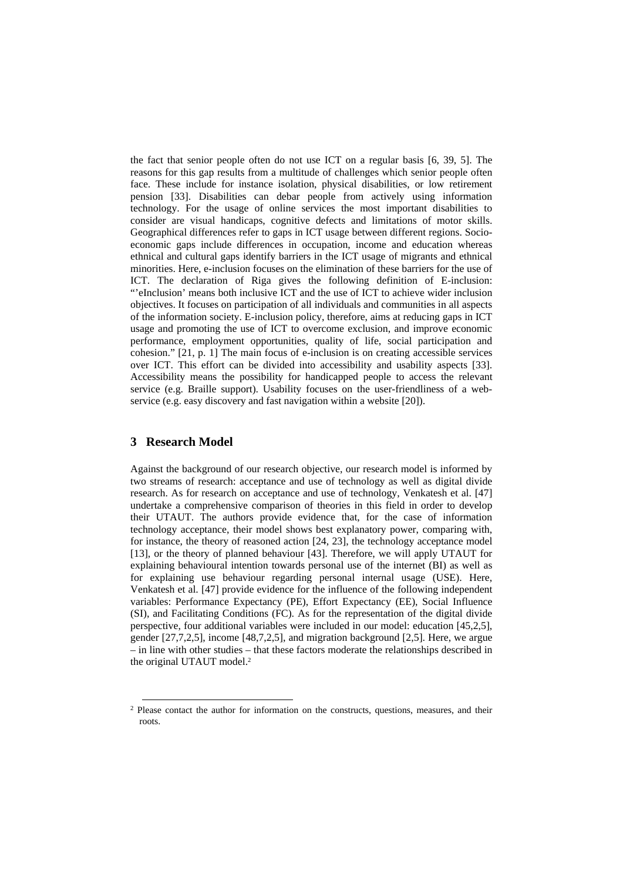the fact that senior people often do not use ICT on a regular basis [6, 39, 5]. The reasons for this gap results from a multitude of challenges which senior people often face. These include for instance isolation, physical disabilities, or low retirement pension [33]. Disabilities can debar people from actively using information technology. For the usage of online services the most important disabilities to consider are visual handicaps, cognitive defects and limitations of motor skills. Geographical differences refer to gaps in ICT usage between different regions. Socio-economic gaps include differences in occupation, income and education whereas ethnical and cultural gaps identify barriers in the ICT usage of migrants and ethnical minorities. Here, e-inclusion focuses on the elimination of these barriers for the use of ICT. The declaration of Riga gives the following definition of E-inclusion: "'eInclusion' means both inclusive ICT and the use of ICT to achieve wider inclusion objectives. It focuses on participation of all individuals and communities in all aspects of the information society. E-inclusion policy, therefore, aims at reducing gaps in ICT usage and promoting the use of ICT to overcome exclusion, and improve economic performance, employment opportunities, quality of life, social participation and cohesion." [21, p. 1] The main focus of e-inclusion is on creating accessible services over ICT. This effort can be divided into accessibility and usability aspects [33]. Accessibility means the possibility for handicapped people to access the relevant service (e.g. Braille support). Usability focuses on the user-friendliness of a web-service (e.g. easy discovery and fast navigation within a website [20]).

## 3 Research Model

Against the background of our research objective, our research model is informed by two streams of research: acceptance and use of technology as well as digital divide research. As for research on acceptance and use of technology, Venkatesh et al. [47] undertake a comprehensive comparison of theories in this field in order to develop their UTAUT. The authors provide evidence that, for the case of information technology acceptance, their model shows best explanatory power, comparing with, for instance, the theory of reasoned action [24, 23], the technology acceptance model [13], or the theory of planned behaviour [43]. Therefore, we will apply UTAUT for explaining behavioural intention towards personal use of the internet (BI) as well as for explaining use behaviour regarding personal internal usage (USE). Here, Venkatesh et al. [47] provide evidence for the influence of the following independent variables: Performance Expectancy (PE), Effort Expectancy (EE), Social Influence (SI), and Facilitating Conditions (FC). As for the representation of the digital divide perspective, four additional variables were included in our model: education [45,2,5], gender [27,7,2,5], income [48,7,2,5], and migration background [2,5]. Here, we argue – in line with other studies – that these factors moderate the relationships described in the original UTAUT model.[2]

[2] Please contact the author for information on the constructs, questions, measures, and their roots.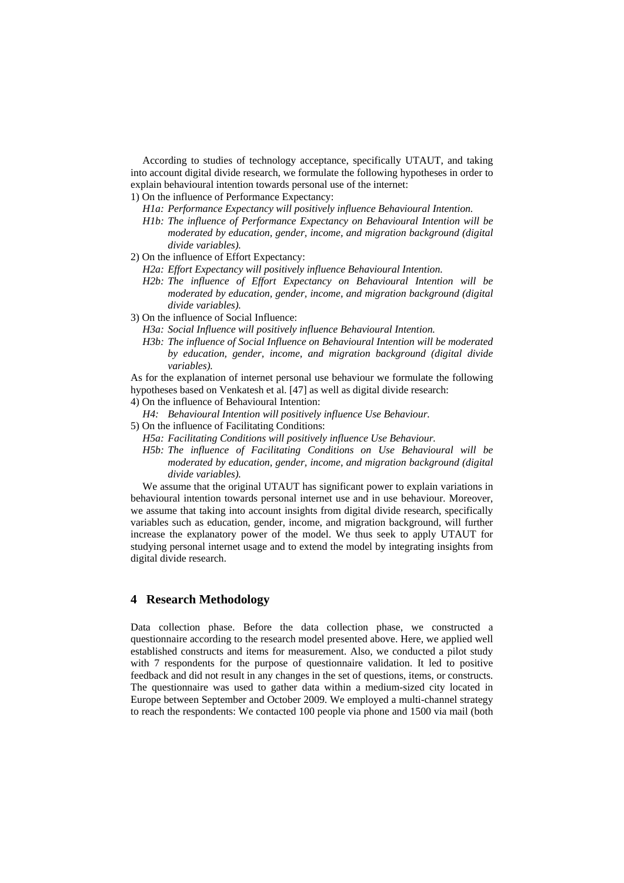According to studies of technology acceptance, specifically UTAUT, and taking into account digital divide research, we formulate the following hypotheses in order to explain behavioural intention towards personal use of the internet:

1) On the influence of Performance Expectancy:
   - *H1a: Performance Expectancy will positively influence Behavioural Intention.*
   - *H1b: The influence of Performance Expectancy on Behavioural Intention will be moderated by education, gender, income, and migration background (digital divide variables).*
2) On the influence of Effort Expectancy:
   - *H2a: Effort Expectancy will positively influence Behavioural Intention.*
   - *H2b: The influence of Effort Expectancy on Behavioural Intention will be moderated by education, gender, income, and migration background (digital divide variables).*
3) On the influence of Social Influence:
   - *H3a: Social Influence will positively influence Behavioural Intention.*
   - *H3b: The influence of Social Influence on Behavioural Intention will be moderated by education, gender, income, and migration background (digital divide variables).*

As for the explanation of internet personal use behaviour we formulate the following hypotheses based on Venkatesh et al. [47] as well as digital divide research:

4) On the influence of Behavioural Intention:
   - *H4: Behavioural Intention will positively influence Use Behaviour.*
5) On the influence of Facilitating Conditions:
   - *H5a: Facilitating Conditions will positively influence Use Behaviour.*
   - *H5b: The influence of Facilitating Conditions on Use Behavioural will be moderated by education, gender, income, and migration background (digital divide variables).*

We assume that the original UTAUT has significant power to explain variations in behavioural intention towards personal internet use and in use behaviour. Moreover, we assume that taking into account insights from digital divide research, specifically variables such as education, gender, income, and migration background, will further increase the explanatory power of the model. We thus seek to apply UTAUT for studying personal internet usage and to extend the model by integrating insights from digital divide research.

## 4 Research Methodology

Data collection phase. Before the data collection phase, we constructed a questionnaire according to the research model presented above. Here, we applied well established constructs and items for measurement. Also, we conducted a pilot study with 7 respondents for the purpose of questionnaire validation. It led to positive feedback and did not result in any changes in the set of questions, items, or constructs. The questionnaire was used to gather data within a medium-sized city located in Europe between September and October 2009. We employed a multi-channel strategy to reach the respondents: We contacted 100 people via phone and 1500 via mail (both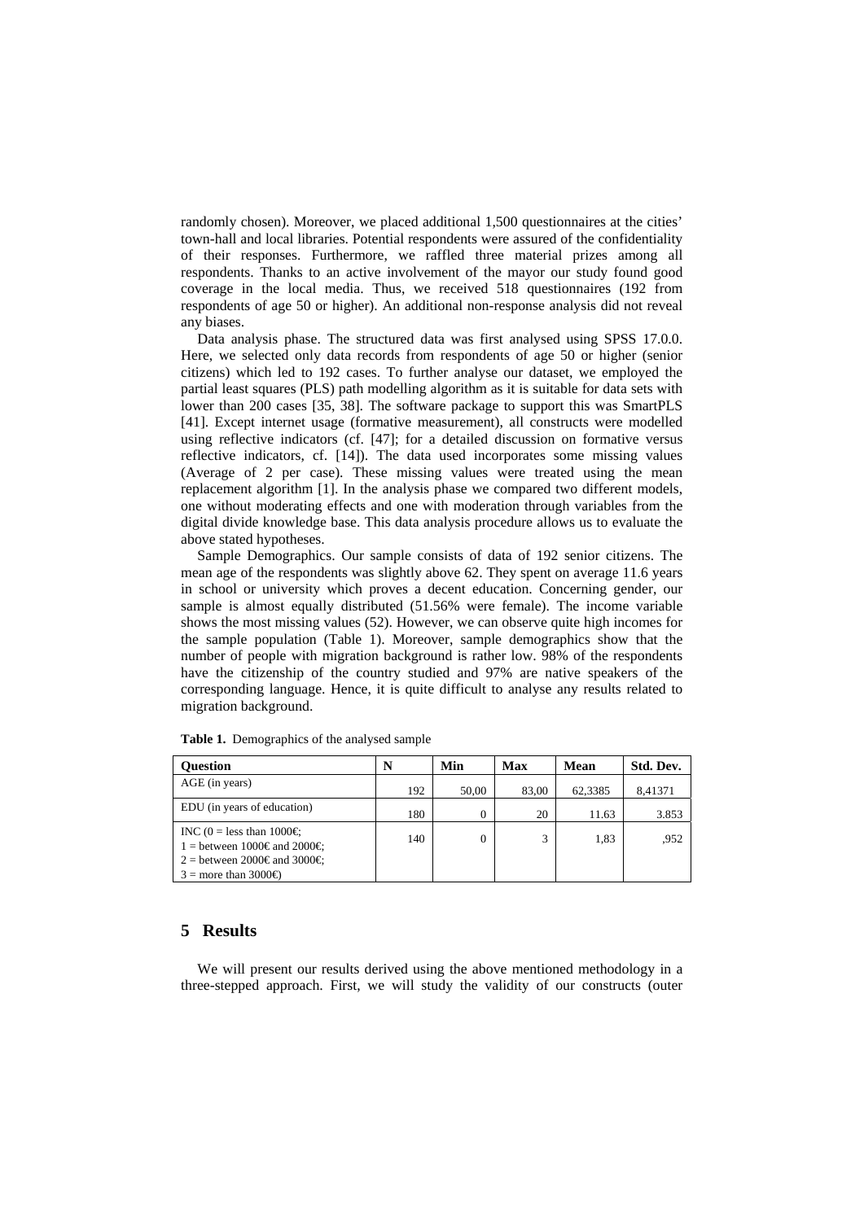randomly chosen). Moreover, we placed additional 1,500 questionnaires at the cities' town-hall and local libraries. Potential respondents were assured of the confidentiality of their responses. Furthermore, we raffled three material prizes among all respondents. Thanks to an active involvement of the mayor our study found good coverage in the local media. Thus, we received 518 questionnaires (192 from respondents of age 50 or higher). An additional non-response analysis did not reveal any biases.

Data analysis phase. The structured data was first analysed using SPSS 17.0.0. Here, we selected only data records from respondents of age 50 or higher (senior citizens) which led to 192 cases. To further analyse our dataset, we employed the partial least squares (PLS) path modelling algorithm as it is suitable for data sets with lower than 200 cases [35, 38]. The software package to support this was SmartPLS [41]. Except internet usage (formative measurement), all constructs were modelled using reflective indicators (cf. [47]; for a detailed discussion on formative versus reflective indicators, cf. [14]). The data used incorporates some missing values (Average of 2 per case). These missing values were treated using the mean replacement algorithm [1]. In the analysis phase we compared two different models, one without moderating effects and one with moderation through variables from the digital divide knowledge base. This data analysis procedure allows us to evaluate the above stated hypotheses.

Sample Demographics. Our sample consists of data of 192 senior citizens. The mean age of the respondents was slightly above 62. They spent on average 11.6 years in school or university which proves a decent education. Concerning gender, our sample is almost equally distributed (51.56% were female). The income variable shows the most missing values (52). However, we can observe quite high incomes for the sample population (Table 1). Moreover, sample demographics show that the number of people with migration background is rather low. 98% of the respondents have the citizenship of the country studied and 97% are native speakers of the corresponding language. Hence, it is quite difficult to analyse any results related to migration background.

**Table 1.** Demographics of the analysed sample

| Question | N | Min | Max | Mean | Std. Dev. |
|---|---|---|---|---|---|
| AGE (in years) | 192 | 50,00 | 83,00 | 62,3385 | 8,41371 |
| EDU (in years of education) | 180 | 0 | 20 | 11.63 | 3.853 |
| INC (0 = less than 1000€; 1 = between 1000€ and 2000€; 2 = between 2000€ and 3000€; 3 = more than 3000€) | 140 | 0 | 3 | 1,83 | ,952 |

## 5 Results

We will present our results derived using the above mentioned methodology in a three-stepped approach. First, we will study the validity of our constructs (outer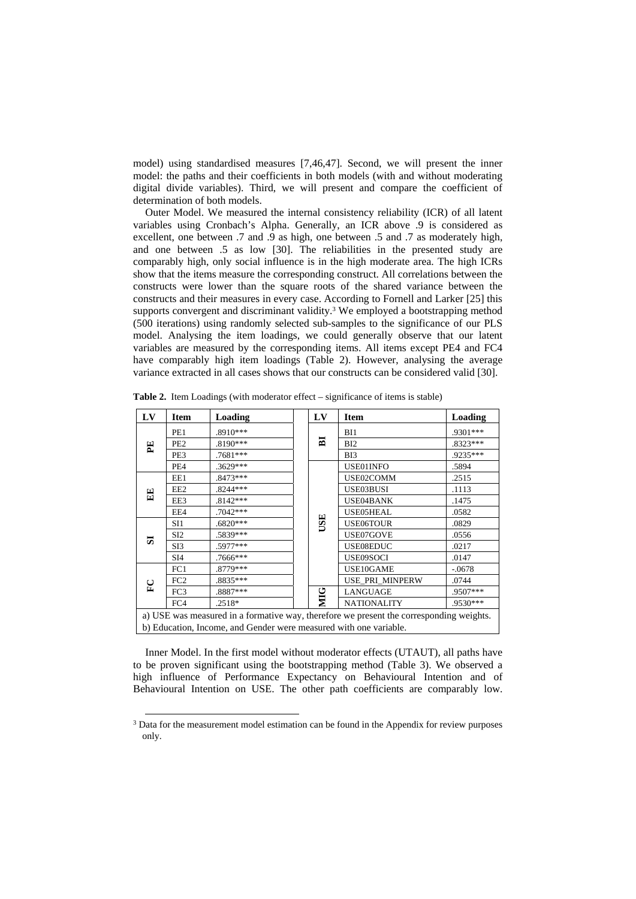model) using standardised measures [7,46,47]. Second, we will present the inner model: the paths and their coefficients in both models (with and without moderating digital divide variables). Third, we will present and compare the coefficient of determination of both models.

Outer Model. We measured the internal consistency reliability (ICR) of all latent variables using Cronbach's Alpha. Generally, an ICR above .9 is considered as excellent, one between .7 and .9 as high, one between .5 and .7 as moderately high, and one between .5 as low [30]. The reliabilities in the presented study are comparably high, only social influence is in the high moderate area. The high ICRs show that the items measure the corresponding construct. All correlations between the constructs were lower than the square roots of the shared variance between the constructs and their measures in every case. According to Fornell and Larker [25] this supports convergent and discriminant validity.[3] We employed a bootstrapping method (500 iterations) using randomly selected sub-samples to the significance of our PLS model. Analysing the item loadings, we could generally observe that our latent variables are measured by the corresponding items. All items except PE4 and FC4 have comparably high item loadings (Table 2). However, analysing the average variance extracted in all cases shows that our constructs can be considered valid [30].

**Table 2.** Item Loadings (with moderator effect – significance of items is stable)

| LV | Item | Loading | LV | Item | Loading |
|---|---|---|---|---|---|
| **PE** | PE1 | .8910*** | **BI** | BI1 | .9301*** |
| | PE2 | .8190*** | | BI2 | .8323*** |
| | PE3 | .7681*** | | BI3 | .9235*** |
| | PE4 | .3629*** | **USE** | USE01INFO | .5894 |
| **EE** | EE1 | .8473*** | | USE02COMM | .2515 |
| | EE2 | .8244*** | | USE03BUSI | .1113 |
| | EE3 | .8142*** | | USE04BANK | .1475 |
| | EE4 | .7042*** | | USE05HEAL | .0582 |
| **SI** | SI1 | .6820*** | | USE06TOUR | .0829 |
| | SI2 | .5839*** | | USE07GOVE | .0556 |
| | SI3 | .5977*** | | USE08EDUC | .0217 |
| | SI4 | .7666*** | | USE09SOCI | .0147 |
| **FC** | FC1 | .8779*** | | USE10GAME | -.0678 |
| | FC2 | .8835*** | | USE_PRI_MINPERW | .0744 |
| | FC3 | .8887*** | **MIG** | LANGUAGE | .9507*** |
| | FC4 | .2518* | | NATIONALITY | .9530*** |

a) USE was measured in a formative way, therefore we present the corresponding weights.
b) Education, Income, and Gender were measured with one variable.

Inner Model. In the first model without moderator effects (UTAUT), all paths have to be proven significant using the bootstrapping method (Table 3). We observed a high influence of Performance Expectancy on Behavioural Intention and of Behavioural Intention on USE. The other path coefficients are comparably low.

[3] Data for the measurement model estimation can be found in the Appendix for review purposes only.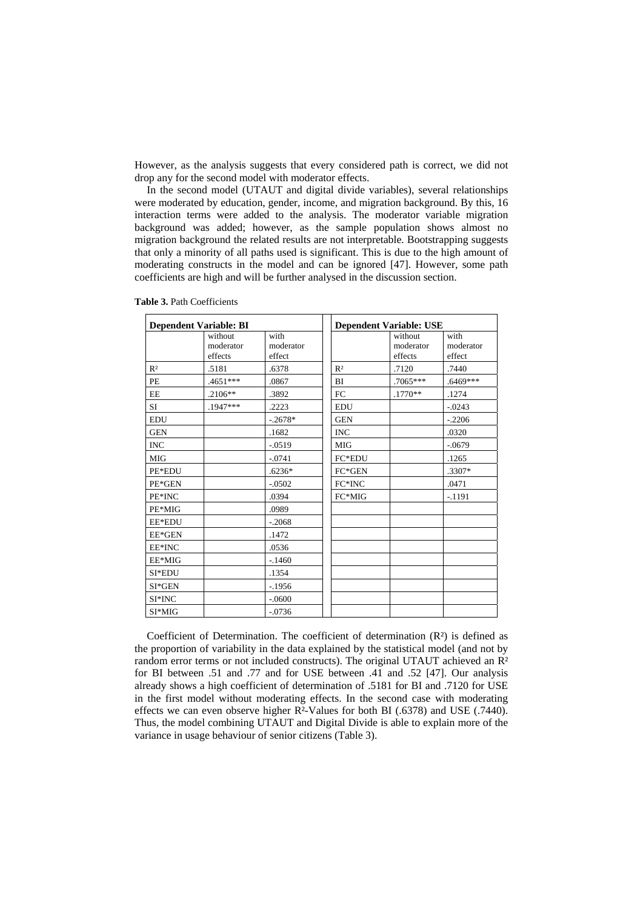However, as the analysis suggests that every considered path is correct, we did not drop any for the second model with moderator effects.

In the second model (UTAUT and digital divide variables), several relationships were moderated by education, gender, income, and migration background. By this, 16 interaction terms were added to the analysis. The moderator variable migration background was added; however, as the sample population shows almost no migration background the related results are not interpretable. Bootstrapping suggests that only a minority of all paths used is significant. This is due to the high amount of moderating constructs in the model and can be ignored [47]. However, some path coefficients are high and will be further analysed in the discussion section.

**Table 3.** Path Coefficients

| Dependent Variable: BI | | | | Dependent Variable: USE | | |
|---|---|---|---|---|---|---|
| | without moderator effects | with moderator effect | | | without moderator effects | with moderator effect |
| R² | .5181 | .6378 | | R² | .7120 | .7440 |
| PE | .4651*** | .0867 | | BI | .7065*** | .6469*** |
| EE | .2106** | .3892 | | FC | .1770** | .1274 |
| SI | .1947*** | .2223 | | EDU | | -.0243 |
| EDU | | -.2678* | | GEN | | -.2206 |
| GEN | | .1682 | | INC | | .0320 |
| INC | | -.0519 | | MIG | | -.0679 |
| MIG | | -.0741 | | FC*EDU | | .1265 |
| PE*EDU | | .6236* | | FC*GEN | | .3307* |
| PE*GEN | | -.0502 | | FC*INC | | .0471 |
| PE*INC | | .0394 | | FC*MIG | | -.1191 |
| PE*MIG | | .0989 | | | | |
| EE*EDU | | -.2068 | | | | |
| EE*GEN | | .1472 | | | | |
| EE*INC | | .0536 | | | | |
| EE*MIG | | -.1460 | | | | |
| SI*EDU | | .1354 | | | | |
| SI*GEN | | -.1956 | | | | |
| SI*INC | | -.0600 | | | | |
| SI*MIG | | -.0736 | | | | |

Coefficient of Determination. The coefficient of determination ($R^2$) is defined as the proportion of variability in the data explained by the statistical model (and not by random error terms or not included constructs). The original UTAUT achieved an $R^2$ for BI between .51 and .77 and for USE between .41 and .52 [47]. Our analysis already shows a high coefficient of determination of .5181 for BI and .7120 for USE in the first model without moderating effects. In the second case with moderating effects we can even observe higher $R^2$-Values for both BI (.6378) and USE (.7440). Thus, the model combining UTAUT and Digital Divide is able to explain more of the variance in usage behaviour of senior citizens (Table 3).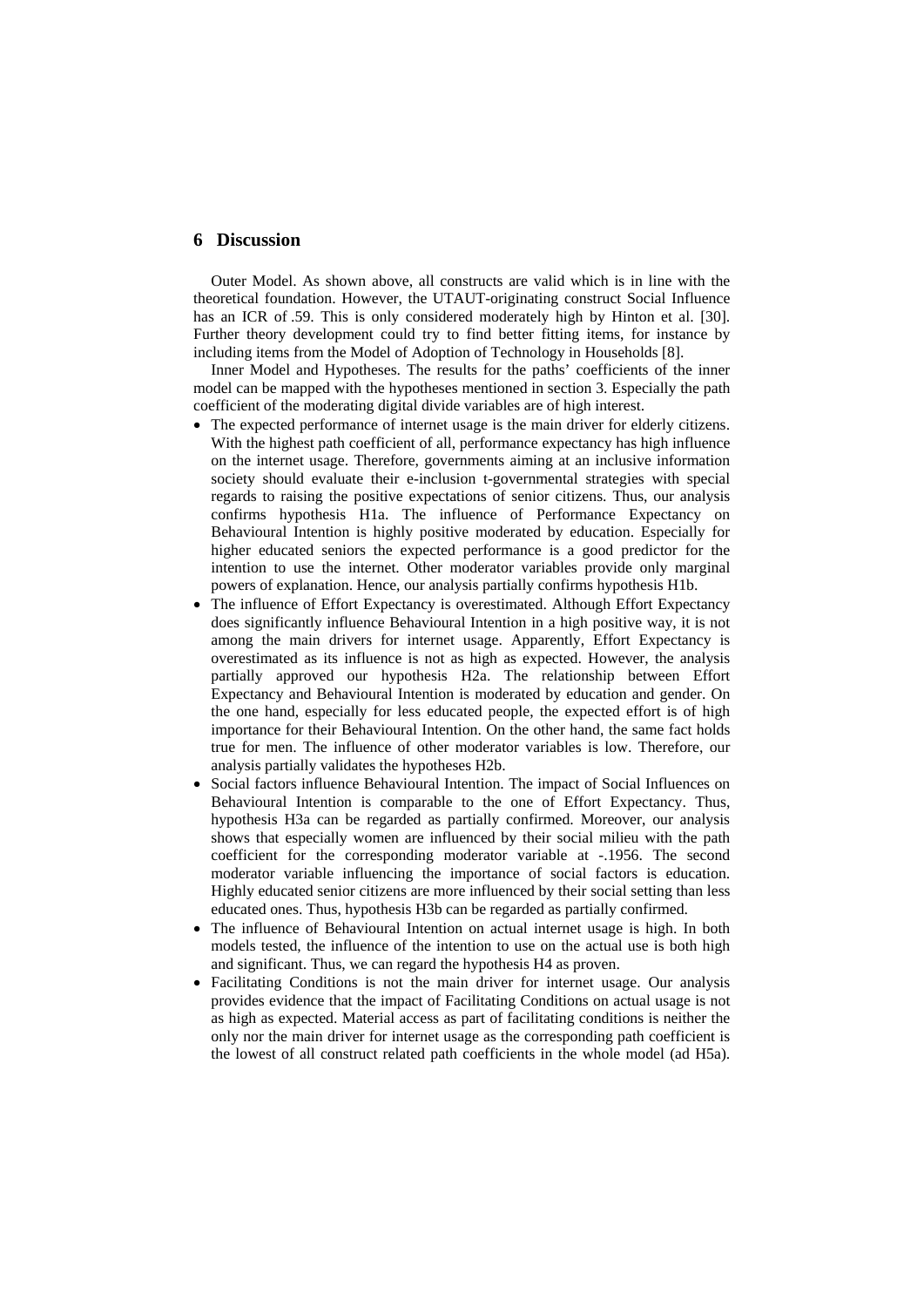## 6 Discussion

Outer Model. As shown above, all constructs are valid which is in line with the theoretical foundation. However, the UTAUT-originating construct Social Influence has an ICR of .59. This is only considered moderately high by Hinton et al. [30]. Further theory development could try to find better fitting items, for instance by including items from the Model of Adoption of Technology in Households [8].

Inner Model and Hypotheses. The results for the paths' coefficients of the inner model can be mapped with the hypotheses mentioned in section 3. Especially the path coefficient of the moderating digital divide variables are of high interest.

- The expected performance of internet usage is the main driver for elderly citizens. With the highest path coefficient of all, performance expectancy has high influence on the internet usage. Therefore, governments aiming at an inclusive information society should evaluate their e-inclusion t-governmental strategies with special regards to raising the positive expectations of senior citizens. Thus, our analysis confirms hypothesis H1a. The influence of Performance Expectancy on Behavioural Intention is highly positive moderated by education. Especially for higher educated seniors the expected performance is a good predictor for the intention to use the internet. Other moderator variables provide only marginal powers of explanation. Hence, our analysis partially confirms hypothesis H1b.
- The influence of Effort Expectancy is overestimated. Although Effort Expectancy does significantly influence Behavioural Intention in a high positive way, it is not among the main drivers for internet usage. Apparently, Effort Expectancy is overestimated as its influence is not as high as expected. However, the analysis partially approved our hypothesis H2a. The relationship between Effort Expectancy and Behavioural Intention is moderated by education and gender. On the one hand, especially for less educated people, the expected effort is of high importance for their Behavioural Intention. On the other hand, the same fact holds true for men. The influence of other moderator variables is low. Therefore, our analysis partially validates the hypotheses H2b.
- Social factors influence Behavioural Intention. The impact of Social Influences on Behavioural Intention is comparable to the one of Effort Expectancy. Thus, hypothesis H3a can be regarded as partially confirmed. Moreover, our analysis shows that especially women are influenced by their social milieu with the path coefficient for the corresponding moderator variable at -.1956. The second moderator variable influencing the importance of social factors is education. Highly educated senior citizens are more influenced by their social setting than less educated ones. Thus, hypothesis H3b can be regarded as partially confirmed.
- The influence of Behavioural Intention on actual internet usage is high. In both models tested, the influence of the intention to use on the actual use is both high and significant. Thus, we can regard the hypothesis H4 as proven.
- Facilitating Conditions is not the main driver for internet usage. Our analysis provides evidence that the impact of Facilitating Conditions on actual usage is not as high as expected. Material access as part of facilitating conditions is neither the only nor the main driver for internet usage as the corresponding path coefficient is the lowest of all construct related path coefficients in the whole model (ad H5a).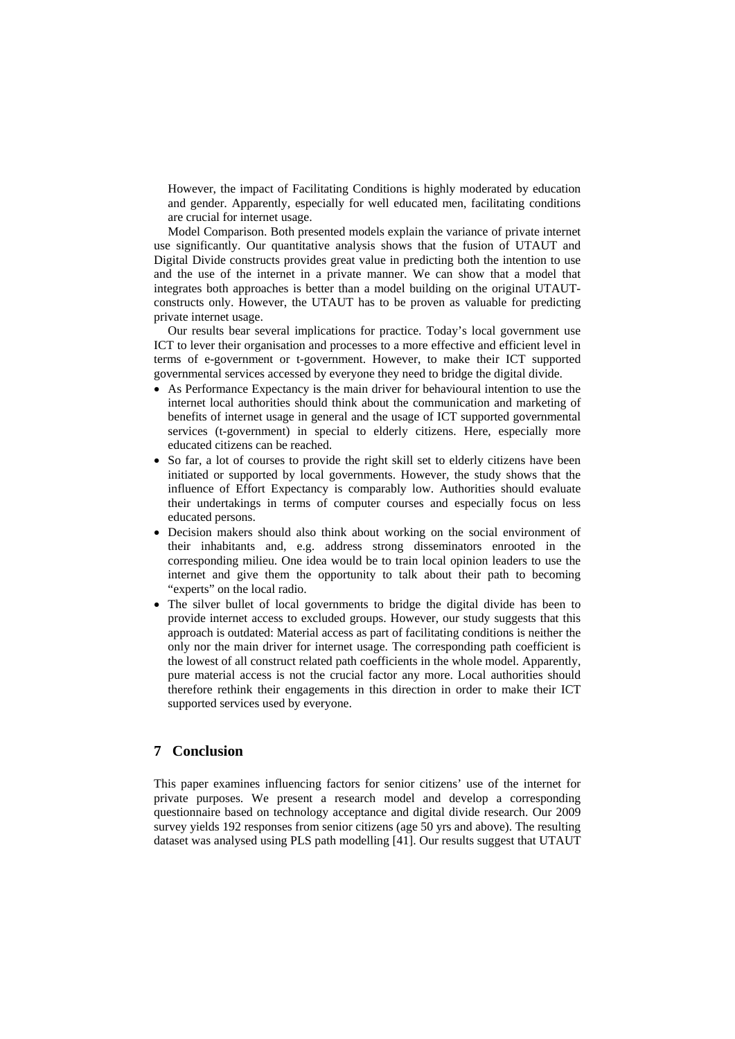However, the impact of Facilitating Conditions is highly moderated by education and gender. Apparently, especially for well educated men, facilitating conditions are crucial for internet usage.

Model Comparison. Both presented models explain the variance of private internet use significantly. Our quantitative analysis shows that the fusion of UTAUT and Digital Divide constructs provides great value in predicting both the intention to use and the use of the internet in a private manner. We can show that a model that integrates both approaches is better than a model building on the original UTAUT-constructs only. However, the UTAUT has to be proven as valuable for predicting private internet usage.

Our results bear several implications for practice. Today's local government use ICT to lever their organisation and processes to a more effective and efficient level in terms of e-government or t-government. However, to make their ICT supported governmental services accessed by everyone they need to bridge the digital divide.

- As Performance Expectancy is the main driver for behavioural intention to use the internet local authorities should think about the communication and marketing of benefits of internet usage in general and the usage of ICT supported governmental services (t-government) in special to elderly citizens. Here, especially more educated citizens can be reached.
- So far, a lot of courses to provide the right skill set to elderly citizens have been initiated or supported by local governments. However, the study shows that the influence of Effort Expectancy is comparably low. Authorities should evaluate their undertakings in terms of computer courses and especially focus on less educated persons.
- Decision makers should also think about working on the social environment of their inhabitants and, e.g. address strong disseminators enrooted in the corresponding milieu. One idea would be to train local opinion leaders to use the internet and give them the opportunity to talk about their path to becoming "experts" on the local radio.
- The silver bullet of local governments to bridge the digital divide has been to provide internet access to excluded groups. However, our study suggests that this approach is outdated: Material access as part of facilitating conditions is neither the only nor the main driver for internet usage. The corresponding path coefficient is the lowest of all construct related path coefficients in the whole model. Apparently, pure material access is not the crucial factor any more. Local authorities should therefore rethink their engagements in this direction in order to make their ICT supported services used by everyone.

## 7 Conclusion

This paper examines influencing factors for senior citizens' use of the internet for private purposes. We present a research model and develop a corresponding questionnaire based on technology acceptance and digital divide research. Our 2009 survey yields 192 responses from senior citizens (age 50 yrs and above). The resulting dataset was analysed using PLS path modelling [41]. Our results suggest that UTAUT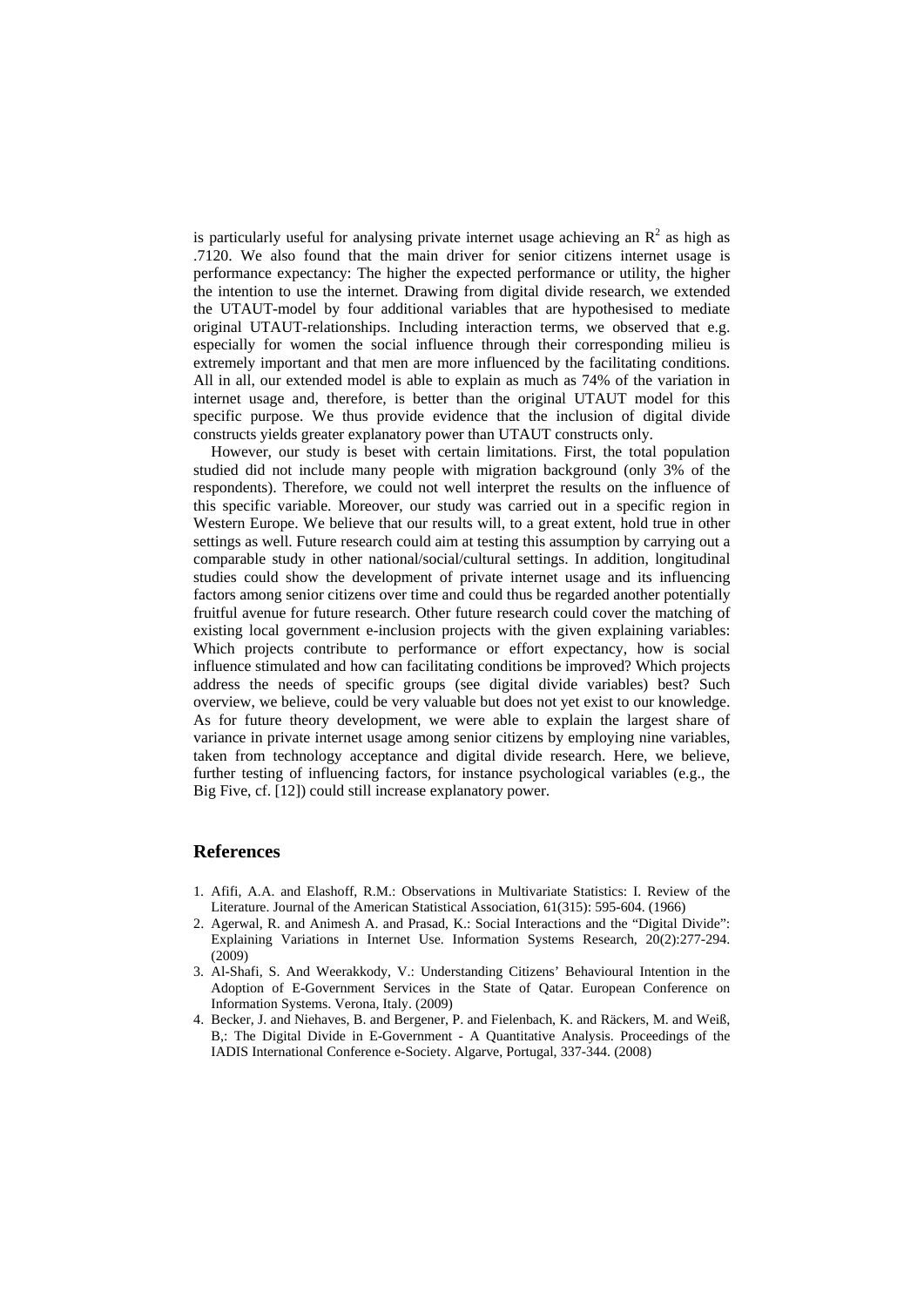is particularly useful for analysing private internet usage achieving an $R^2$ as high as .7120. We also found that the main driver for senior citizens internet usage is performance expectancy: The higher the expected performance or utility, the higher the intention to use the internet. Drawing from digital divide research, we extended the UTAUT-model by four additional variables that are hypothesised to mediate original UTAUT-relationships. Including interaction terms, we observed that e.g. especially for women the social influence through their corresponding milieu is extremely important and that men are more influenced by the facilitating conditions. All in all, our extended model is able to explain as much as 74% of the variation in internet usage and, therefore, is better than the original UTAUT model for this specific purpose. We thus provide evidence that the inclusion of digital divide constructs yields greater explanatory power than UTAUT constructs only.

However, our study is beset with certain limitations. First, the total population studied did not include many people with migration background (only 3% of the respondents). Therefore, we could not well interpret the results on the influence of this specific variable. Moreover, our study was carried out in a specific region in Western Europe. We believe that our results will, to a great extent, hold true in other settings as well. Future research could aim at testing this assumption by carrying out a comparable study in other national/social/cultural settings. In addition, longitudinal studies could show the development of private internet usage and its influencing factors among senior citizens over time and could thus be regarded another potentially fruitful avenue for future research. Other future research could cover the matching of existing local government e-inclusion projects with the given explaining variables: Which projects contribute to performance or effort expectancy, how is social influence stimulated and how can facilitating conditions be improved? Which projects address the needs of specific groups (see digital divide variables) best? Such overview, we believe, could be very valuable but does not yet exist to our knowledge. As for future theory development, we were able to explain the largest share of variance in private internet usage among senior citizens by employing nine variables, taken from technology acceptance and digital divide research. Here, we believe, further testing of influencing factors, for instance psychological variables (e.g., the Big Five, cf. [12]) could still increase explanatory power.

## References

1. Afifi, A.A. and Elashoff, R.M.: Observations in Multivariate Statistics: I. Review of the Literature. Journal of the American Statistical Association, 61(315): 595-604. (1966)
2. Agerwal, R. and Animesh A. and Prasad, K.: Social Interactions and the "Digital Divide": Explaining Variations in Internet Use. Information Systems Research, 20(2):277-294. (2009)
3. Al-Shafi, S. And Weerakkody, V.: Understanding Citizens' Behavioural Intention in the Adoption of E-Government Services in the State of Qatar. European Conference on Information Systems. Verona, Italy. (2009)
4. Becker, J. and Niehaves, B. and Bergener, P. and Fielenbach, K. and Räckers, M. and Weiß, B,: The Digital Divide in E-Government - A Quantitative Analysis. Proceedings of the IADIS International Conference e-Society. Algarve, Portugal, 337-344. (2008)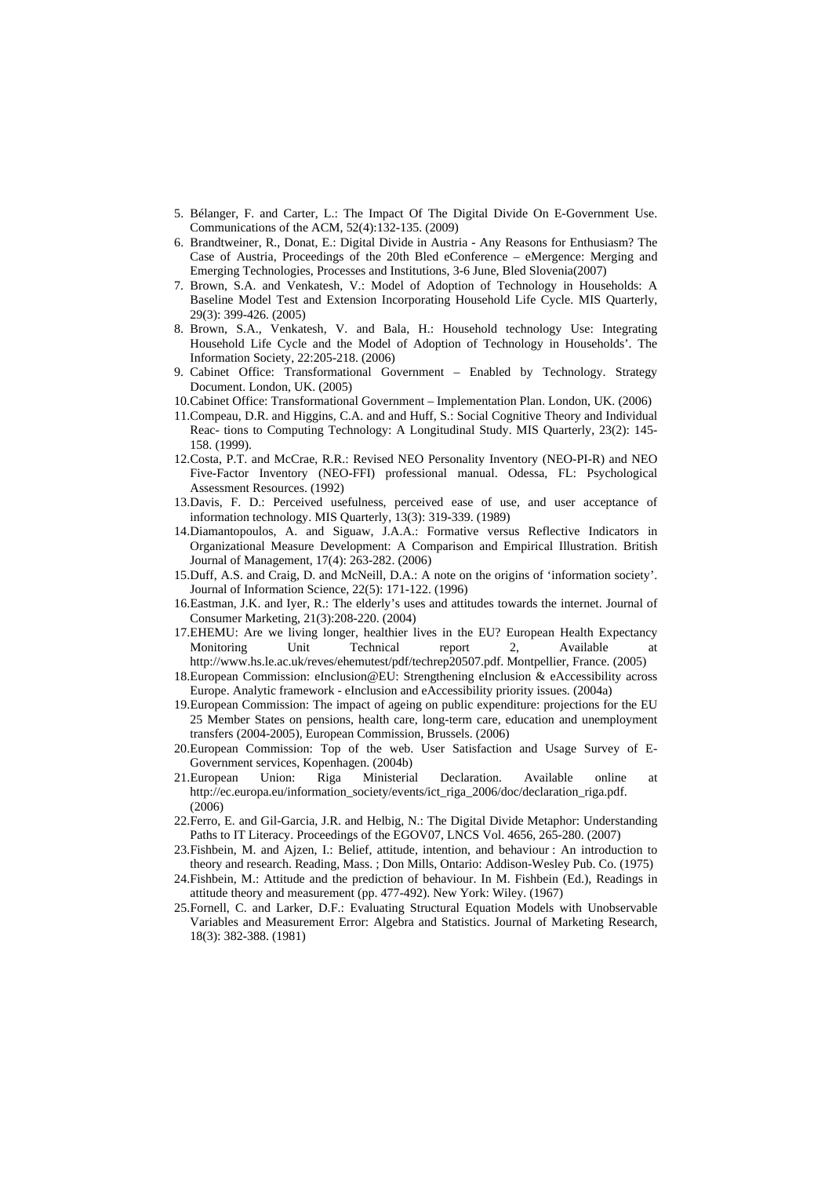5. Bélanger, F. and Carter, L.: The Impact Of The Digital Divide On E-Government Use. Communications of the ACM, 52(4):132-135. (2009)
6. Brandtweiner, R., Donat, E.: Digital Divide in Austria - Any Reasons for Enthusiasm? The Case of Austria, Proceedings of the 20th Bled eConference – eMergence: Merging and Emerging Technologies, Processes and Institutions, 3-6 June, Bled Slovenia(2007)
7. Brown, S.A. and Venkatesh, V.: Model of Adoption of Technology in Households: A Baseline Model Test and Extension Incorporating Household Life Cycle. MIS Quarterly, 29(3): 399-426. (2005)
8. Brown, S.A., Venkatesh, V. and Bala, H.: Household technology Use: Integrating Household Life Cycle and the Model of Adoption of Technology in Households'. The Information Society, 22:205-218. (2006)
9. Cabinet Office: Transformational Government – Enabled by Technology. Strategy Document. London, UK. (2005)
10. Cabinet Office: Transformational Government – Implementation Plan. London, UK. (2006)
11. Compeau, D.R. and Higgins, C.A. and and Huff, S.: Social Cognitive Theory and Individual Reac- tions to Computing Technology: A Longitudinal Study. MIS Quarterly, 23(2): 145-158. (1999).
12. Costa, P.T. and McCrae, R.R.: Revised NEO Personality Inventory (NEO-PI-R) and NEO Five-Factor Inventory (NEO-FFI) professional manual. Odessa, FL: Psychological Assessment Resources. (1992)
13. Davis, F. D.: Perceived usefulness, perceived ease of use, and user acceptance of information technology. MIS Quarterly, 13(3): 319-339. (1989)
14. Diamantopoulos, A. and Siguaw, J.A.A.: Formative versus Reflective Indicators in Organizational Measure Development: A Comparison and Empirical Illustration. British Journal of Management, 17(4): 263-282. (2006)
15. Duff, A.S. and Craig, D. and McNeill, D.A.: A note on the origins of 'information society'. Journal of Information Science, 22(5): 171-122. (1996)
16. Eastman, J.K. and Iyer, R.: The elderly's uses and attitudes towards the internet. Journal of Consumer Marketing, 21(3):208-220. (2004)
17. EHEMU: Are we living longer, healthier lives in the EU? European Health Expectancy Monitoring Unit Technical report 2, Available at http://www.hs.le.ac.uk/reves/ehemutest/pdf/techrep20507.pdf. Montpellier, France. (2005)
18. European Commission: eInclusion@EU: Strengthening eInclusion & eAccessibility across Europe. Analytic framework - eInclusion and eAccessibility priority issues. (2004a)
19. European Commission: The impact of ageing on public expenditure: projections for the EU 25 Member States on pensions, health care, long-term care, education and unemployment transfers (2004-2005), European Commission, Brussels. (2006)
20. European Commission: Top of the web. User Satisfaction and Usage Survey of E-Government services, Kopenhagen. (2004b)
21. European Union: Riga Ministerial Declaration. Available online at http://ec.europa.eu/information_society/events/ict_riga_2006/doc/declaration_riga.pdf. (2006)
22. Ferro, E. and Gil-Garcia, J.R. and Helbig, N.: The Digital Divide Metaphor: Understanding Paths to IT Literacy. Proceedings of the EGOV07, LNCS Vol. 4656, 265-280. (2007)
23. Fishbein, M. and Ajzen, I.: Belief, attitude, intention, and behaviour : An introduction to theory and research. Reading, Mass. ; Don Mills, Ontario: Addison-Wesley Pub. Co. (1975)
24. Fishbein, M.: Attitude and the prediction of behaviour. In M. Fishbein (Ed.), Readings in attitude theory and measurement (pp. 477-492). New York: Wiley. (1967)
25. Fornell, C. and Larker, D.F.: Evaluating Structural Equation Models with Unobservable Variables and Measurement Error: Algebra and Statistics. Journal of Marketing Research, 18(3): 382-388. (1981)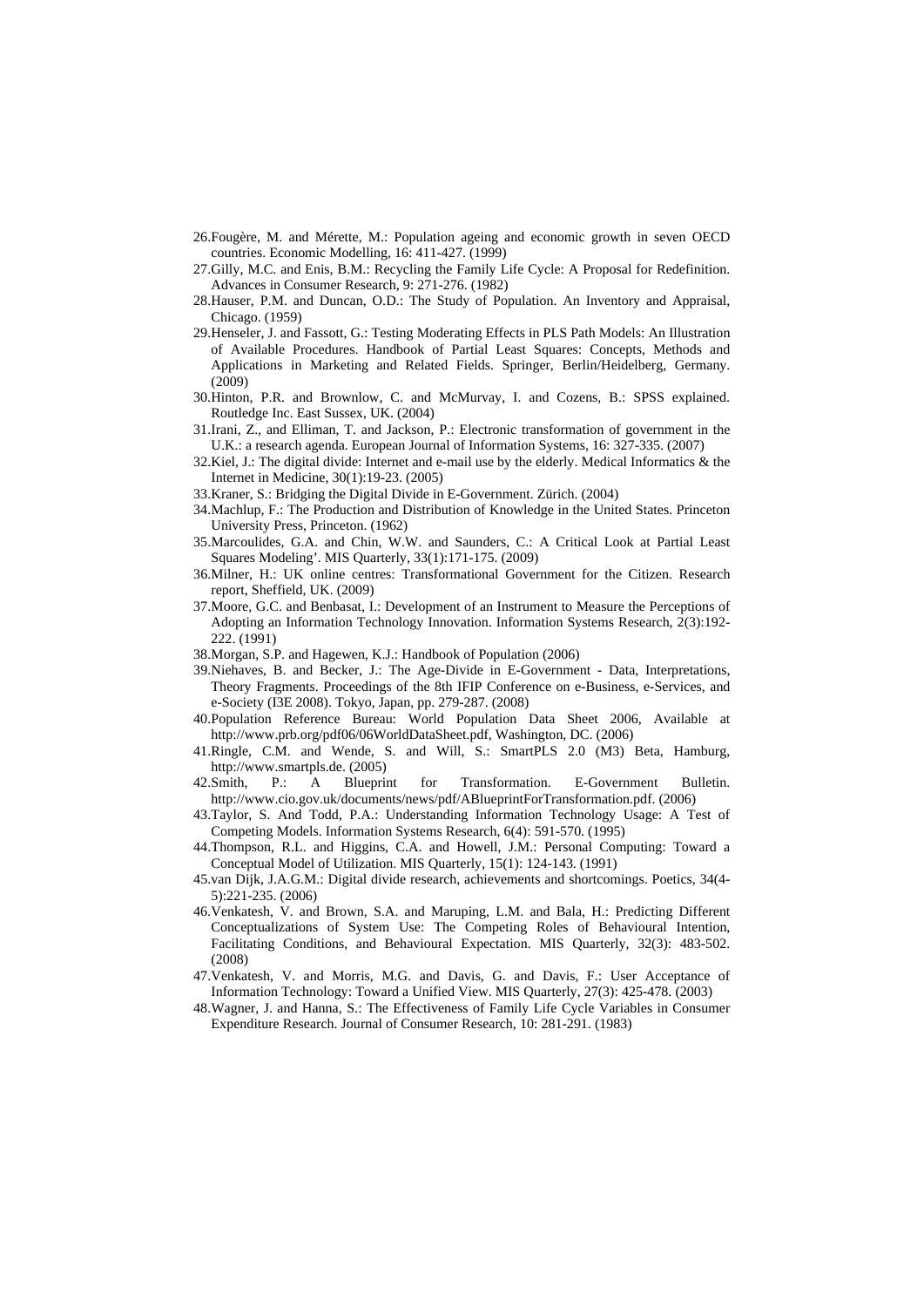26. Fougère, M. and Mérette, M.: Population ageing and economic growth in seven OECD countries. Economic Modelling, 16: 411-427. (1999)
27. Gilly, M.C. and Enis, B.M.: Recycling the Family Life Cycle: A Proposal for Redefinition. Advances in Consumer Research, 9: 271-276. (1982)
28. Hauser, P.M. and Duncan, O.D.: The Study of Population. An Inventory and Appraisal, Chicago. (1959)
29. Henseler, J. and Fassott, G.: Testing Moderating Effects in PLS Path Models: An Illustration of Available Procedures. Handbook of Partial Least Squares: Concepts, Methods and Applications in Marketing and Related Fields. Springer, Berlin/Heidelberg, Germany. (2009)
30. Hinton, P.R. and Brownlow, C. and McMurvay, I. and Cozens, B.: SPSS explained. Routledge Inc. East Sussex, UK. (2004)
31. Irani, Z., and Elliman, T. and Jackson, P.: Electronic transformation of government in the U.K.: a research agenda. European Journal of Information Systems, 16: 327-335. (2007)
32. Kiel, J.: The digital divide: Internet and e-mail use by the elderly. Medical Informatics & the Internet in Medicine, 30(1):19-23. (2005)
33. Kraner, S.: Bridging the Digital Divide in E-Government. Zürich. (2004)
34. Machlup, F.: The Production and Distribution of Knowledge in the United States. Princeton University Press, Princeton. (1962)
35. Marcoulides, G.A. and Chin, W.W. and Saunders, C.: A Critical Look at Partial Least Squares Modeling'. MIS Quarterly, 33(1):171-175. (2009)
36. Milner, H.: UK online centres: Transformational Government for the Citizen. Research report, Sheffield, UK. (2009)
37. Moore, G.C. and Benbasat, I.: Development of an Instrument to Measure the Perceptions of Adopting an Information Technology Innovation. Information Systems Research, 2(3):192-222. (1991)
38. Morgan, S.P. and Hagewen, K.J.: Handbook of Population (2006)
39. Niehaves, B. and Becker, J.: The Age-Divide in E-Government - Data, Interpretations, Theory Fragments. Proceedings of the 8th IFIP Conference on e-Business, e-Services, and e-Society (I3E 2008). Tokyo, Japan, pp. 279-287. (2008)
40. Population Reference Bureau: World Population Data Sheet 2006, Available at http://www.prb.org/pdf06/06WorldDataSheet.pdf, Washington, DC. (2006)
41. Ringle, C.M. and Wende, S. and Will, S.: SmartPLS 2.0 (M3) Beta, Hamburg, http://www.smartpls.de. (2005)
42. Smith, P.: A Blueprint for Transformation. E-Government Bulletin. http://www.cio.gov.uk/documents/news/pdf/ABlueprintForTransformation.pdf. (2006)
43. Taylor, S. And Todd, P.A.: Understanding Information Technology Usage: A Test of Competing Models. Information Systems Research, 6(4): 591-570. (1995)
44. Thompson, R.L. and Higgins, C.A. and Howell, J.M.: Personal Computing: Toward a Conceptual Model of Utilization. MIS Quarterly, 15(1): 124-143. (1991)
45. van Dijk, J.A.G.M.: Digital divide research, achievements and shortcomings. Poetics, 34(4-5):221-235. (2006)
46. Venkatesh, V. and Brown, S.A. and Maruping, L.M. and Bala, H.: Predicting Different Conceptualizations of System Use: The Competing Roles of Behavioural Intention, Facilitating Conditions, and Behavioural Expectation. MIS Quarterly, 32(3): 483-502. (2008)
47. Venkatesh, V. and Morris, M.G. and Davis, G. and Davis, F.: User Acceptance of Information Technology: Toward a Unified View. MIS Quarterly, 27(3): 425-478. (2003)
48. Wagner, J. and Hanna, S.: The Effectiveness of Family Life Cycle Variables in Consumer Expenditure Research. Journal of Consumer Research, 10: 281-291. (1983)